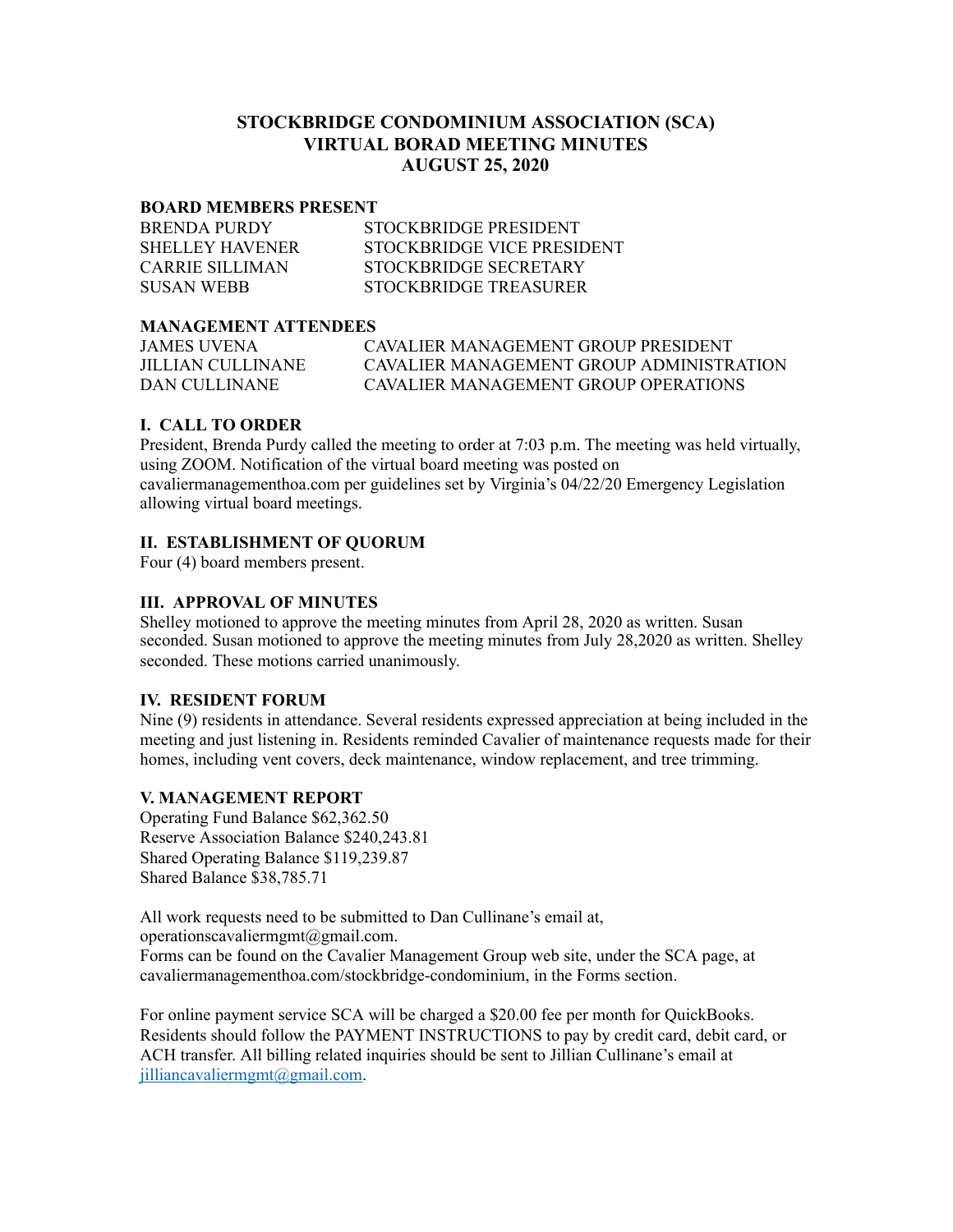# STOCKBRIDGE CONDOMINIUM ASSOCIATION (SCA)
# VIRTUAL BORAD MEETING MINUTES
# AUGUST 25, 2020

### BOARD MEMBERS PRESENT

| | |
|---|---|
| BRENDA PURDY | STOCKBRIDGE PRESIDENT |
| SHELLEY HAVENER | STOCKBRIDGE VICE PRESIDENT |
| CARRIE SILLIMAN | STOCKBRIDGE SECRETARY |
| SUSAN WEBB | STOCKBRIDGE TREASURER |

### MANAGEMENT ATTENDEES

| | |
|---|---|
| JAMES UVENA | CAVALIER MANAGEMENT GROUP PRESIDENT |
| JILLIAN CULLINANE | CAVALIER MANAGEMENT GROUP ADMINISTRATION |
| DAN CULLINANE | CAVALIER MANAGEMENT GROUP OPERATIONS |

### I. CALL TO ORDER

President, Brenda Purdy called the meeting to order at 7:03 p.m. The meeting was held virtually, using ZOOM. Notification of the virtual board meeting was posted on cavaliermanagementhoa.com per guidelines set by Virginia's 04/22/20 Emergency Legislation allowing virtual board meetings.

### II. ESTABLISHMENT OF QUORUM

Four (4) board members present.

### III. APPROVAL OF MINUTES

Shelley motioned to approve the meeting minutes from April 28, 2020 as written. Susan seconded. Susan motioned to approve the meeting minutes from July 28,2020 as written. Shelley seconded. These motions carried unanimously.

### IV. RESIDENT FORUM

Nine (9) residents in attendance. Several residents expressed appreciation at being included in the meeting and just listening in. Residents reminded Cavalier of maintenance requests made for their homes, including vent covers, deck maintenance, window replacement, and tree trimming.

### V. MANAGEMENT REPORT

Operating Fund Balance $62,362.50
Reserve Association Balance $240,243.81
Shared Operating Balance $119,239.87
Shared Balance $38,785.71

All work requests need to be submitted to Dan Cullinane's email at, operationscavaliermgmt@gmail.com.
Forms can be found on the Cavalier Management Group web site, under the SCA page, at cavaliermanagementhoa.com/stockbridge-condominium, in the Forms section.

For online payment service SCA will be charged a $20.00 fee per month for QuickBooks. Residents should follow the PAYMENT INSTRUCTIONS to pay by credit card, debit card, or ACH transfer. All billing related inquiries should be sent to Jillian Cullinane's email at jilliancavaliermgmt@gmail.com.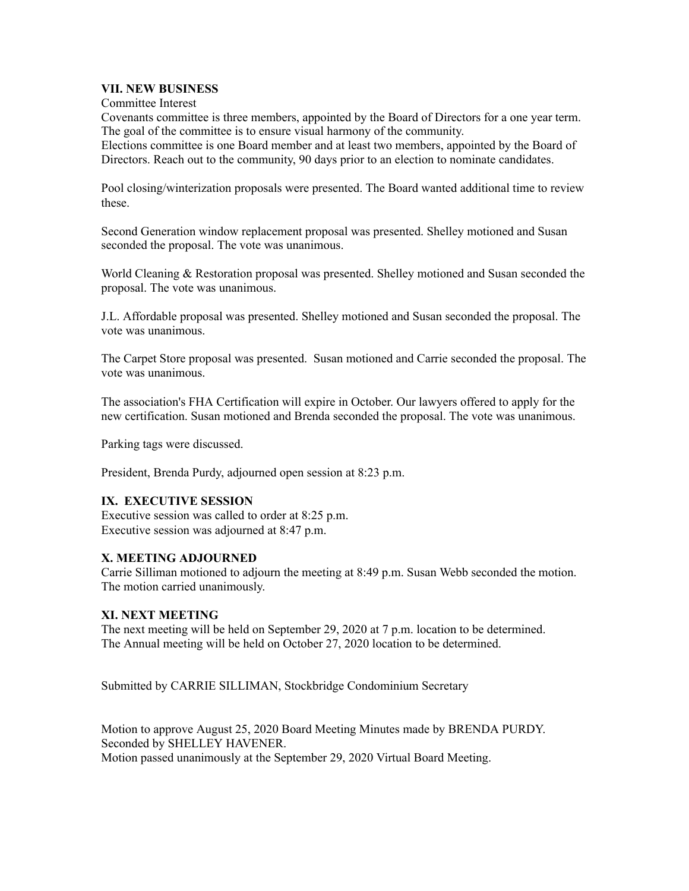### VII. NEW BUSINESS

Committee Interest

Covenants committee is three members, appointed by the Board of Directors for a one year term. The goal of the committee is to ensure visual harmony of the community.

Elections committee is one Board member and at least two members, appointed by the Board of Directors. Reach out to the community, 90 days prior to an election to nominate candidates.

Pool closing/winterization proposals were presented. The Board wanted additional time to review these.

Second Generation window replacement proposal was presented. Shelley motioned and Susan seconded the proposal. The vote was unanimous.

World Cleaning & Restoration proposal was presented. Shelley motioned and Susan seconded the proposal. The vote was unanimous.

J.L. Affordable proposal was presented. Shelley motioned and Susan seconded the proposal. The vote was unanimous.

The Carpet Store proposal was presented. Susan motioned and Carrie seconded the proposal. The vote was unanimous.

The association's FHA Certification will expire in October. Our lawyers offered to apply for the new certification. Susan motioned and Brenda seconded the proposal. The vote was unanimous.

Parking tags were discussed.

President, Brenda Purdy, adjourned open session at 8:23 p.m.

### IX. EXECUTIVE SESSION

Executive session was called to order at 8:25 p.m.
Executive session was adjourned at 8:47 p.m.

### X. MEETING ADJOURNED

Carrie Silliman motioned to adjourn the meeting at 8:49 p.m. Susan Webb seconded the motion. The motion carried unanimously.

### XI. NEXT MEETING

The next meeting will be held on September 29, 2020 at 7 p.m. location to be determined.
The Annual meeting will be held on October 27, 2020 location to be determined.

Submitted by CARRIE SILLIMAN, Stockbridge Condominium Secretary

Motion to approve August 25, 2020 Board Meeting Minutes made by BRENDA PURDY.
Seconded by SHELLEY HAVENER.
Motion passed unanimously at the September 29, 2020 Virtual Board Meeting.